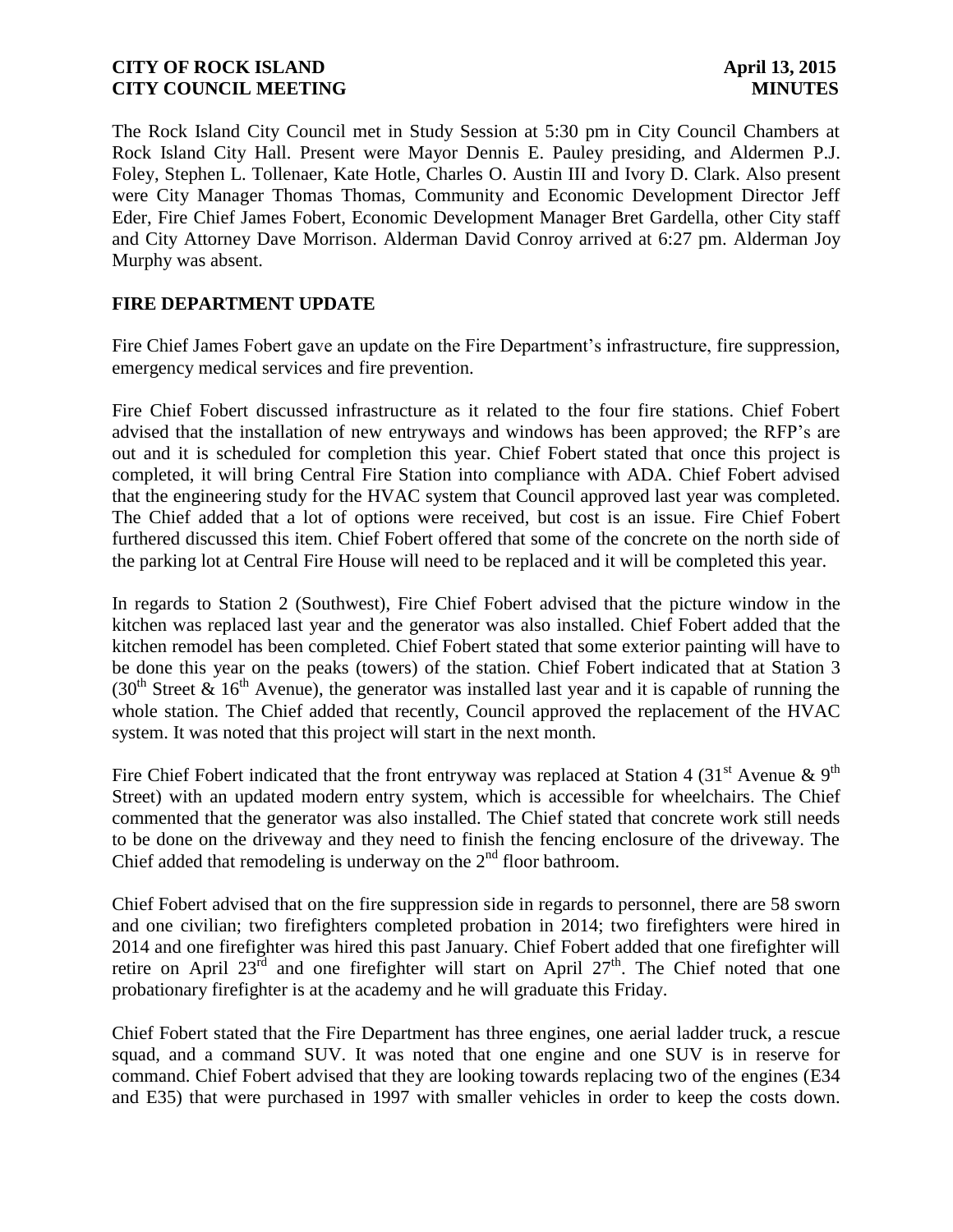The Rock Island City Council met in Study Session at 5:30 pm in City Council Chambers at Rock Island City Hall. Present were Mayor Dennis E. Pauley presiding, and Aldermen P.J. Foley, Stephen L. Tollenaer, Kate Hotle, Charles O. Austin III and Ivory D. Clark. Also present were City Manager Thomas Thomas, Community and Economic Development Director Jeff Eder, Fire Chief James Fobert, Economic Development Manager Bret Gardella, other City staff and City Attorney Dave Morrison. Alderman David Conroy arrived at 6:27 pm. Alderman Joy Murphy was absent.

## FIRE DEPARTMENT UPDATE

Fire Chief James Fobert gave an update on the Fire Department's infrastructure, fire suppression, emergency medical services and fire prevention.

Fire Chief Fobert discussed infrastructure as it related to the four fire stations. Chief Fobert advised that the installation of new entryways and windows has been approved; the RFP's are out and it is scheduled for completion this year. Chief Fobert stated that once this project is completed, it will bring Central Fire Station into compliance with ADA. Chief Fobert advised that the engineering study for the HVAC system that Council approved last year was completed. The Chief added that a lot of options were received, but cost is an issue. Fire Chief Fobert furthered discussed this item. Chief Fobert offered that some of the concrete on the north side of the parking lot at Central Fire House will need to be replaced and it will be completed this year.

In regards to Station 2 (Southwest), Fire Chief Fobert advised that the picture window in the kitchen was replaced last year and the generator was also installed. Chief Fobert added that the kitchen remodel has been completed. Chief Fobert stated that some exterior painting will have to be done this year on the peaks (towers) of the station. Chief Fobert indicated that at Station 3 (30th Street & 16th Avenue), the generator was installed last year and it is capable of running the whole station. The Chief added that recently, Council approved the replacement of the HVAC system. It was noted that this project will start in the next month.

Fire Chief Fobert indicated that the front entryway was replaced at Station 4 (31st Avenue & 9th Street) with an updated modern entry system, which is accessible for wheelchairs. The Chief commented that the generator was also installed. The Chief stated that concrete work still needs to be done on the driveway and they need to finish the fencing enclosure of the driveway. The Chief added that remodeling is underway on the 2nd floor bathroom.

Chief Fobert advised that on the fire suppression side in regards to personnel, there are 58 sworn and one civilian; two firefighters completed probation in 2014; two firefighters were hired in 2014 and one firefighter was hired this past January. Chief Fobert added that one firefighter will retire on April 23rd and one firefighter will start on April 27th. The Chief noted that one probationary firefighter is at the academy and he will graduate this Friday.

Chief Fobert stated that the Fire Department has three engines, one aerial ladder truck, a rescue squad, and a command SUV. It was noted that one engine and one SUV is in reserve for command. Chief Fobert advised that they are looking towards replacing two of the engines (E34 and E35) that were purchased in 1997 with smaller vehicles in order to keep the costs down.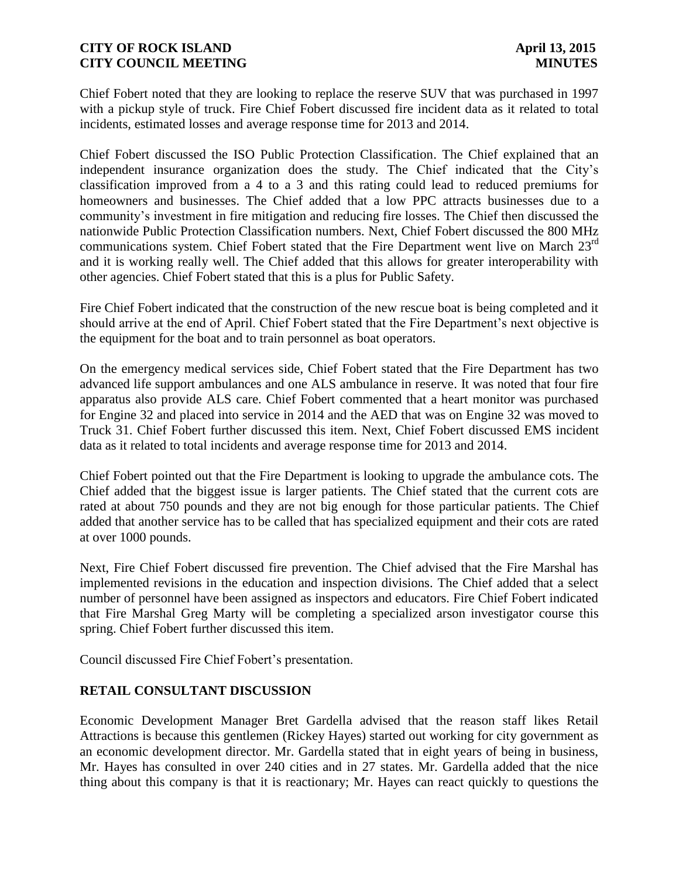Chief Fobert noted that they are looking to replace the reserve SUV that was purchased in 1997 with a pickup style of truck. Fire Chief Fobert discussed fire incident data as it related to total incidents, estimated losses and average response time for 2013 and 2014.

Chief Fobert discussed the ISO Public Protection Classification. The Chief explained that an independent insurance organization does the study. The Chief indicated that the City's classification improved from a 4 to a 3 and this rating could lead to reduced premiums for homeowners and businesses. The Chief added that a low PPC attracts businesses due to a community's investment in fire mitigation and reducing fire losses. The Chief then discussed the nationwide Public Protection Classification numbers. Next, Chief Fobert discussed the 800 MHz communications system. Chief Fobert stated that the Fire Department went live on March 23rd and it is working really well. The Chief added that this allows for greater interoperability with other agencies. Chief Fobert stated that this is a plus for Public Safety.

Fire Chief Fobert indicated that the construction of the new rescue boat is being completed and it should arrive at the end of April. Chief Fobert stated that the Fire Department's next objective is the equipment for the boat and to train personnel as boat operators.

On the emergency medical services side, Chief Fobert stated that the Fire Department has two advanced life support ambulances and one ALS ambulance in reserve. It was noted that four fire apparatus also provide ALS care. Chief Fobert commented that a heart monitor was purchased for Engine 32 and placed into service in 2014 and the AED that was on Engine 32 was moved to Truck 31. Chief Fobert further discussed this item. Next, Chief Fobert discussed EMS incident data as it related to total incidents and average response time for 2013 and 2014.

Chief Fobert pointed out that the Fire Department is looking to upgrade the ambulance cots. The Chief added that the biggest issue is larger patients. The Chief stated that the current cots are rated at about 750 pounds and they are not big enough for those particular patients. The Chief added that another service has to be called that has specialized equipment and their cots are rated at over 1000 pounds.

Next, Fire Chief Fobert discussed fire prevention. The Chief advised that the Fire Marshal has implemented revisions in the education and inspection divisions. The Chief added that a select number of personnel have been assigned as inspectors and educators. Fire Chief Fobert indicated that Fire Marshal Greg Marty will be completing a specialized arson investigator course this spring. Chief Fobert further discussed this item.

Council discussed Fire Chief Fobert's presentation.

## RETAIL CONSULTANT DISCUSSION

Economic Development Manager Bret Gardella advised that the reason staff likes Retail Attractions is because this gentlemen (Rickey Hayes) started out working for city government as an economic development director. Mr. Gardella stated that in eight years of being in business, Mr. Hayes has consulted in over 240 cities and in 27 states. Mr. Gardella added that the nice thing about this company is that it is reactionary; Mr. Hayes can react quickly to questions the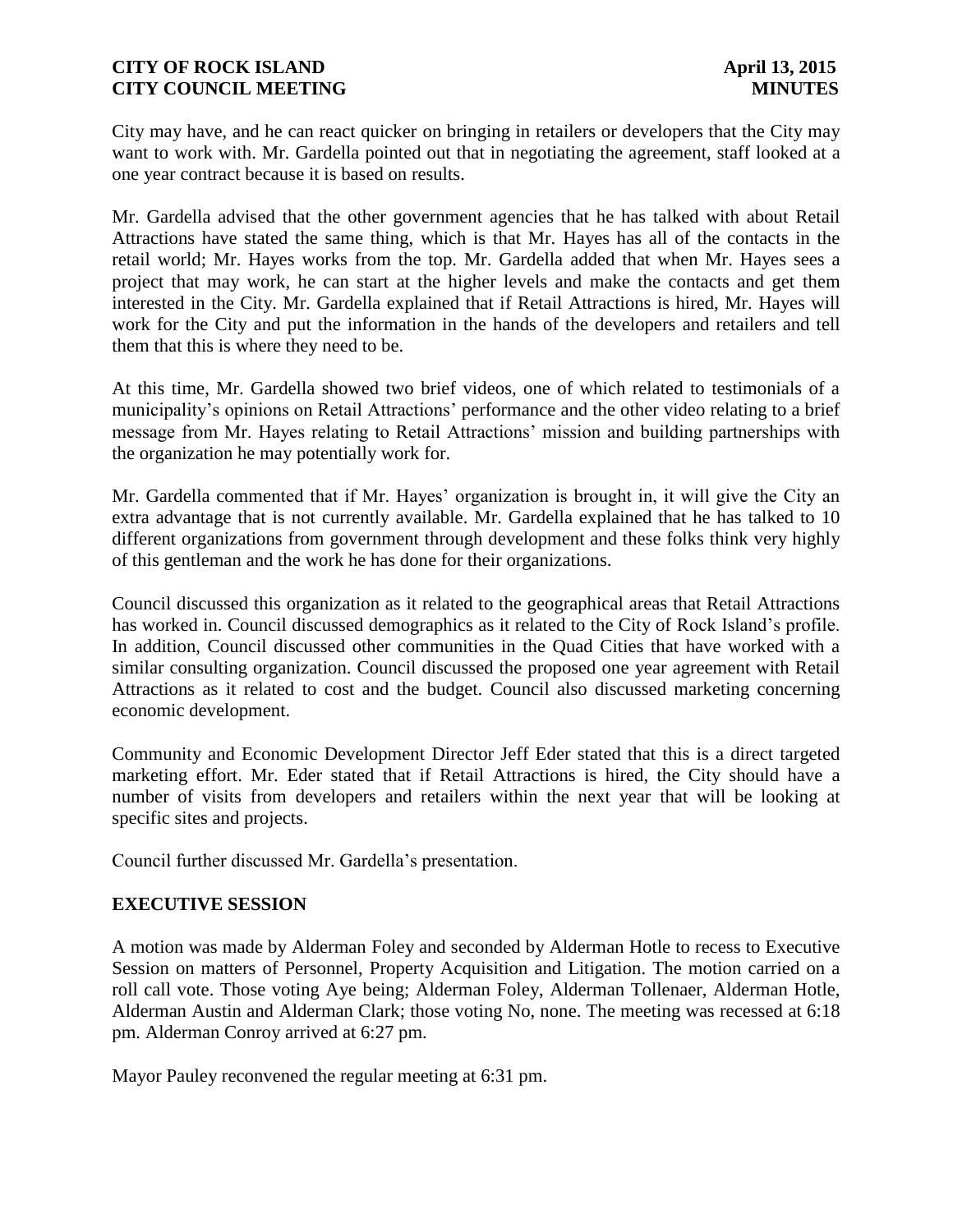City may have, and he can react quicker on bringing in retailers or developers that the City may want to work with. Mr. Gardella pointed out that in negotiating the agreement, staff looked at a one year contract because it is based on results.

Mr. Gardella advised that the other government agencies that he has talked with about Retail Attractions have stated the same thing, which is that Mr. Hayes has all of the contacts in the retail world; Mr. Hayes works from the top. Mr. Gardella added that when Mr. Hayes sees a project that may work, he can start at the higher levels and make the contacts and get them interested in the City. Mr. Gardella explained that if Retail Attractions is hired, Mr. Hayes will work for the City and put the information in the hands of the developers and retailers and tell them that this is where they need to be.

At this time, Mr. Gardella showed two brief videos, one of which related to testimonials of a municipality's opinions on Retail Attractions' performance and the other video relating to a brief message from Mr. Hayes relating to Retail Attractions' mission and building partnerships with the organization he may potentially work for.

Mr. Gardella commented that if Mr. Hayes' organization is brought in, it will give the City an extra advantage that is not currently available. Mr. Gardella explained that he has talked to 10 different organizations from government through development and these folks think very highly of this gentleman and the work he has done for their organizations.

Council discussed this organization as it related to the geographical areas that Retail Attractions has worked in. Council discussed demographics as it related to the City of Rock Island's profile. In addition, Council discussed other communities in the Quad Cities that have worked with a similar consulting organization. Council discussed the proposed one year agreement with Retail Attractions as it related to cost and the budget. Council also discussed marketing concerning economic development.

Community and Economic Development Director Jeff Eder stated that this is a direct targeted marketing effort. Mr. Eder stated that if Retail Attractions is hired, the City should have a number of visits from developers and retailers within the next year that will be looking at specific sites and projects.

Council further discussed Mr. Gardella's presentation.

## EXECUTIVE SESSION

A motion was made by Alderman Foley and seconded by Alderman Hotle to recess to Executive Session on matters of Personnel, Property Acquisition and Litigation. The motion carried on a roll call vote. Those voting Aye being; Alderman Foley, Alderman Tollenaer, Alderman Hotle, Alderman Austin and Alderman Clark; those voting No, none. The meeting was recessed at 6:18 pm. Alderman Conroy arrived at 6:27 pm.

Mayor Pauley reconvened the regular meeting at 6:31 pm.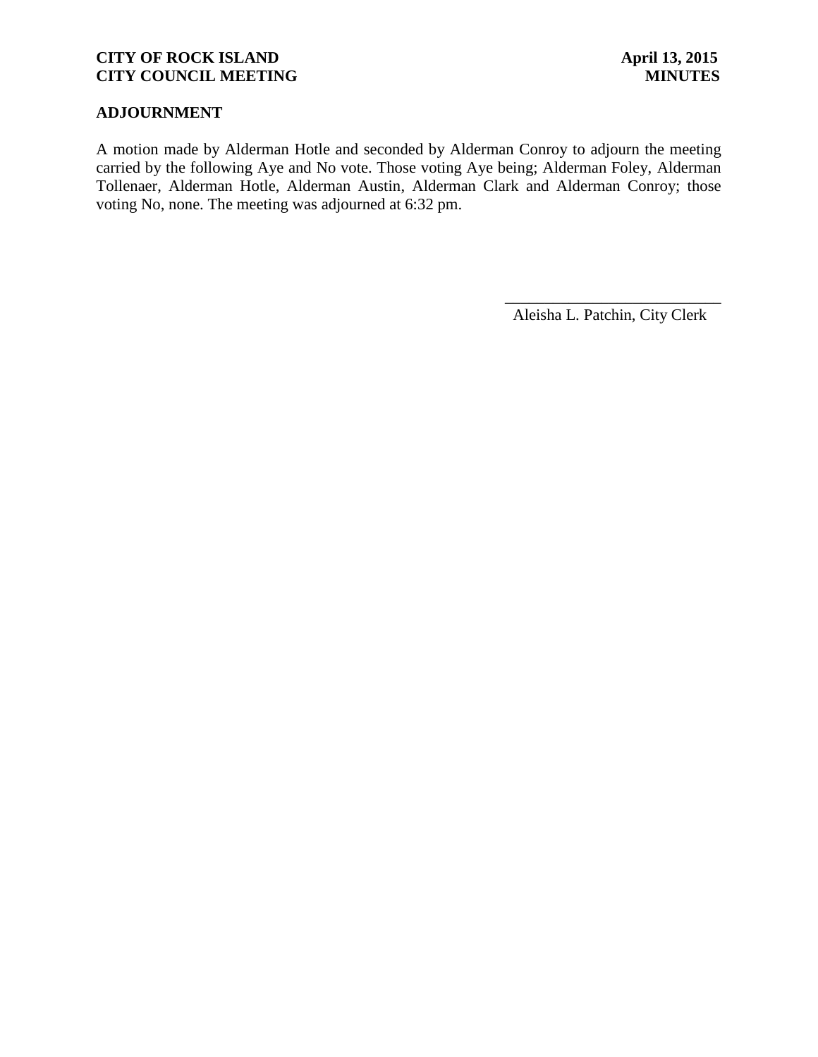## ADJOURNMENT

A motion made by Alderman Hotle and seconded by Alderman Conroy to adjourn the meeting carried by the following Aye and No vote. Those voting Aye being; Alderman Foley, Alderman Tollenaer, Alderman Hotle, Alderman Austin, Alderman Clark and Alderman Conroy; those voting No, none. The meeting was adjourned at 6:32 pm.

___________________________
Aleisha L. Patchin, City Clerk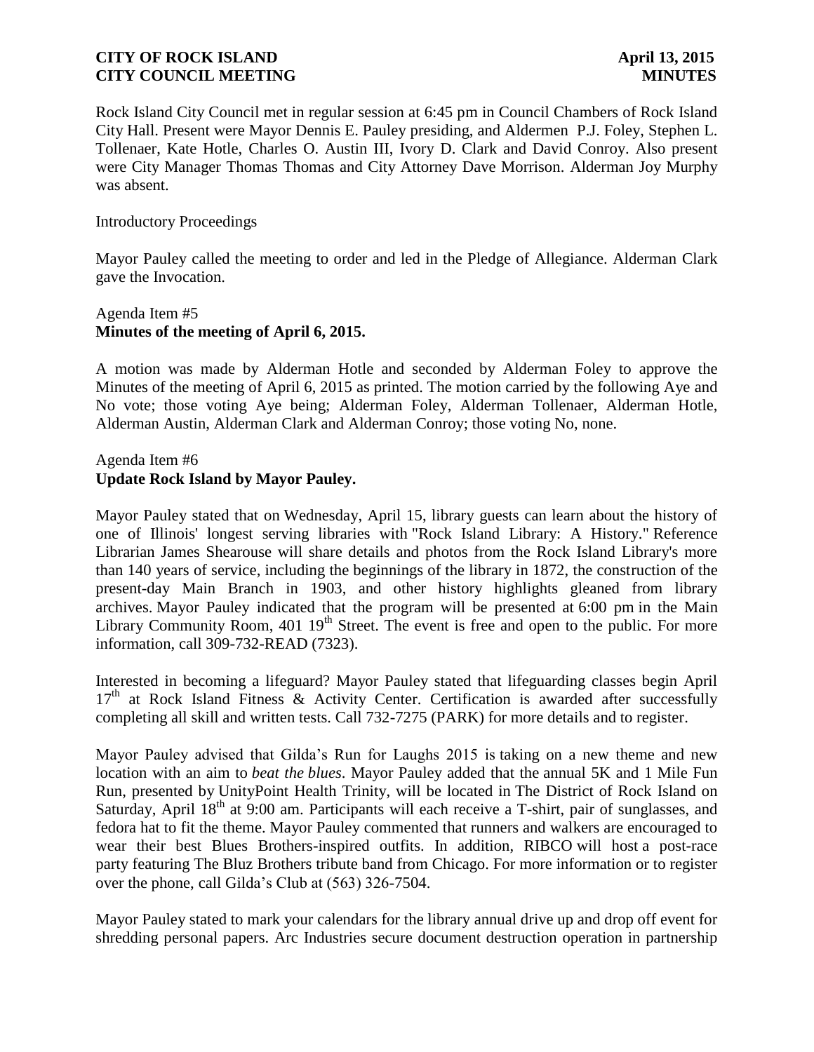Rock Island City Council met in regular session at 6:45 pm in Council Chambers of Rock Island City Hall. Present were Mayor Dennis E. Pauley presiding, and Aldermen P.J. Foley, Stephen L. Tollenaer, Kate Hotle, Charles O. Austin III, Ivory D. Clark and David Conroy. Also present were City Manager Thomas Thomas and City Attorney Dave Morrison. Alderman Joy Murphy was absent.

Introductory Proceedings

Mayor Pauley called the meeting to order and led in the Pledge of Allegiance. Alderman Clark gave the Invocation.

Agenda Item #5
**Minutes of the meeting of April 6, 2015.**

A motion was made by Alderman Hotle and seconded by Alderman Foley to approve the Minutes of the meeting of April 6, 2015 as printed. The motion carried by the following Aye and No vote; those voting Aye being; Alderman Foley, Alderman Tollenaer, Alderman Hotle, Alderman Austin, Alderman Clark and Alderman Conroy; those voting No, none.

Agenda Item #6
**Update Rock Island by Mayor Pauley.**

Mayor Pauley stated that on Wednesday, April 15, library guests can learn about the history of one of Illinois' longest serving libraries with "Rock Island Library: A History." Reference Librarian James Shearouse will share details and photos from the Rock Island Library's more than 140 years of service, including the beginnings of the library in 1872, the construction of the present-day Main Branch in 1903, and other history highlights gleaned from library archives. Mayor Pauley indicated that the program will be presented at 6:00 pm in the Main Library Community Room, 401 19th Street. The event is free and open to the public. For more information, call 309-732-READ (7323).

Interested in becoming a lifeguard? Mayor Pauley stated that lifeguarding classes begin April 17th at Rock Island Fitness & Activity Center. Certification is awarded after successfully completing all skill and written tests. Call 732-7275 (PARK) for more details and to register.

Mayor Pauley advised that Gilda's Run for Laughs 2015 is taking on a new theme and new location with an aim to *beat the blues*. Mayor Pauley added that the annual 5K and 1 Mile Fun Run, presented by UnityPoint Health Trinity, will be located in The District of Rock Island on Saturday, April 18th at 9:00 am. Participants will each receive a T-shirt, pair of sunglasses, and fedora hat to fit the theme. Mayor Pauley commented that runners and walkers are encouraged to wear their best Blues Brothers-inspired outfits. In addition, RIBCO will host a post-race party featuring The Bluz Brothers tribute band from Chicago. For more information or to register over the phone, call Gilda's Club at (563) 326-7504.

Mayor Pauley stated to mark your calendars for the library annual drive up and drop off event for shredding personal papers. Arc Industries secure document destruction operation in partnership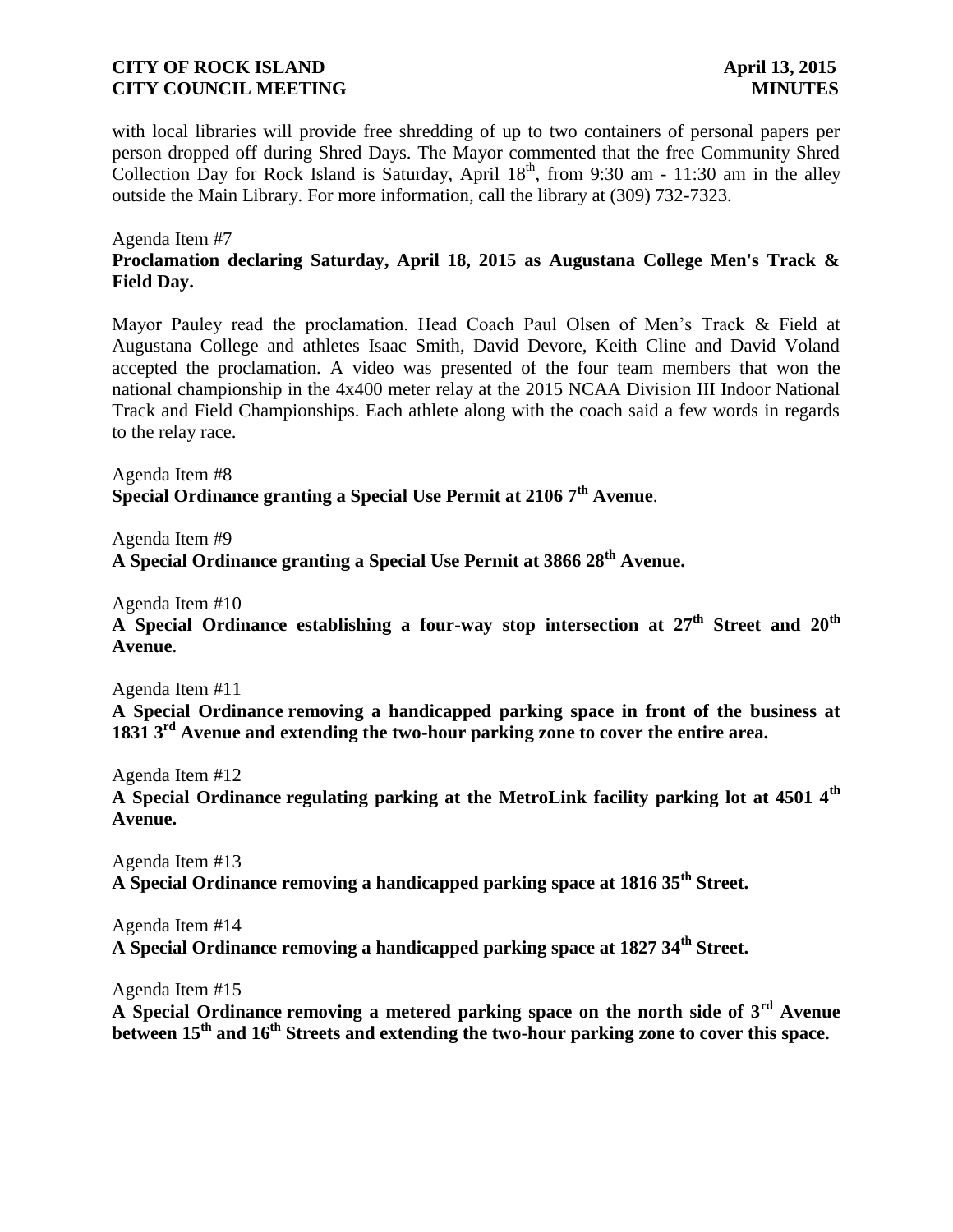with local libraries will provide free shredding of up to two containers of personal papers per person dropped off during Shred Days. The Mayor commented that the free Community Shred Collection Day for Rock Island is Saturday, April 18th, from 9:30 am - 11:30 am in the alley outside the Main Library. For more information, call the library at (309) 732-7323.

Agenda Item #7
**Proclamation declaring Saturday, April 18, 2015 as Augustana College Men's Track & Field Day.**

Mayor Pauley read the proclamation. Head Coach Paul Olsen of Men's Track & Field at Augustana College and athletes Isaac Smith, David Devore, Keith Cline and David Voland accepted the proclamation. A video was presented of the four team members that won the national championship in the 4x400 meter relay at the 2015 NCAA Division III Indoor National Track and Field Championships. Each athlete along with the coach said a few words in regards to the relay race.

Agenda Item #8
**Special Ordinance granting a Special Use Permit at 2106 7th Avenue**.

Agenda Item #9
**A Special Ordinance granting a Special Use Permit at 3866 28th Avenue.**

Agenda Item #10
**A Special Ordinance establishing a four-way stop intersection at 27th Street and 20th Avenue**.

Agenda Item #11
**A Special Ordinance removing a handicapped parking space in front of the business at 1831 3rd Avenue and extending the two-hour parking zone to cover the entire area.**

Agenda Item #12
**A Special Ordinance regulating parking at the MetroLink facility parking lot at 4501 4th Avenue.**

Agenda Item #13
**A Special Ordinance removing a handicapped parking space at 1816 35th Street.**

Agenda Item #14
**A Special Ordinance removing a handicapped parking space at 1827 34th Street.**

Agenda Item #15
**A Special Ordinance removing a metered parking space on the north side of 3rd Avenue between 15th and 16th Streets and extending the two-hour parking zone to cover this space.**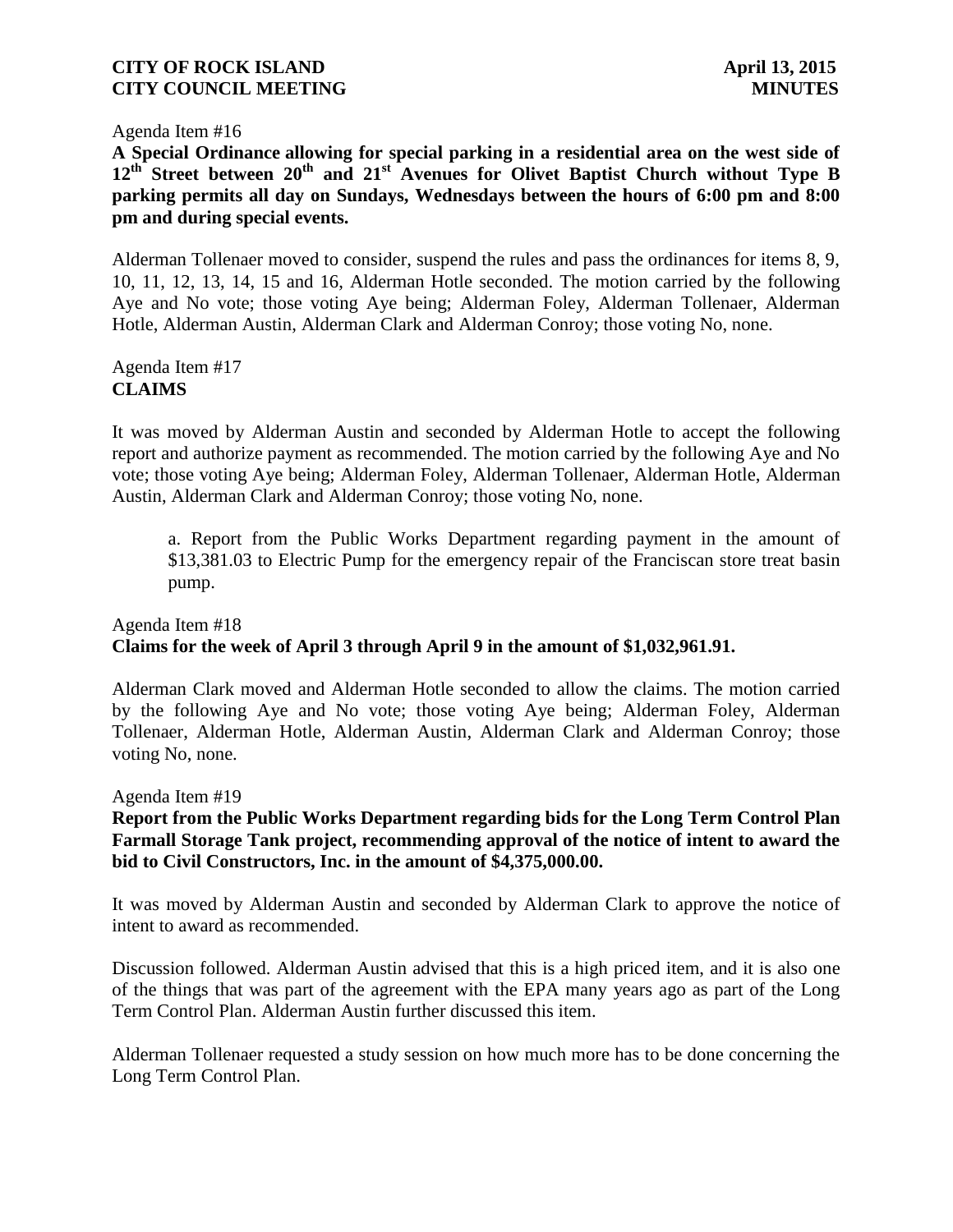Agenda Item #16

**A Special Ordinance allowing for special parking in a residential area on the west side of 12th Street between 20th and 21st Avenues for Olivet Baptist Church without Type B parking permits all day on Sundays, Wednesdays between the hours of 6:00 pm and 8:00 pm and during special events.**

Alderman Tollenaer moved to consider, suspend the rules and pass the ordinances for items 8, 9, 10, 11, 12, 13, 14, 15 and 16, Alderman Hotle seconded. The motion carried by the following Aye and No vote; those voting Aye being; Alderman Foley, Alderman Tollenaer, Alderman Hotle, Alderman Austin, Alderman Clark and Alderman Conroy; those voting No, none.

Agenda Item #17

**CLAIMS**

It was moved by Alderman Austin and seconded by Alderman Hotle to accept the following report and authorize payment as recommended. The motion carried by the following Aye and No vote; those voting Aye being; Alderman Foley, Alderman Tollenaer, Alderman Hotle, Alderman Austin, Alderman Clark and Alderman Conroy; those voting No, none.

a. Report from the Public Works Department regarding payment in the amount of $13,381.03 to Electric Pump for the emergency repair of the Franciscan store treat basin pump.

Agenda Item #18

**Claims for the week of April 3 through April 9 in the amount of $1,032,961.91.**

Alderman Clark moved and Alderman Hotle seconded to allow the claims. The motion carried by the following Aye and No vote; those voting Aye being; Alderman Foley, Alderman Tollenaer, Alderman Hotle, Alderman Austin, Alderman Clark and Alderman Conroy; those voting No, none.

Agenda Item #19

**Report from the Public Works Department regarding bids for the Long Term Control Plan Farmall Storage Tank project, recommending approval of the notice of intent to award the bid to Civil Constructors, Inc. in the amount of $4,375,000.00.**

It was moved by Alderman Austin and seconded by Alderman Clark to approve the notice of intent to award as recommended.

Discussion followed. Alderman Austin advised that this is a high priced item, and it is also one of the things that was part of the agreement with the EPA many years ago as part of the Long Term Control Plan. Alderman Austin further discussed this item.

Alderman Tollenaer requested a study session on how much more has to be done concerning the Long Term Control Plan.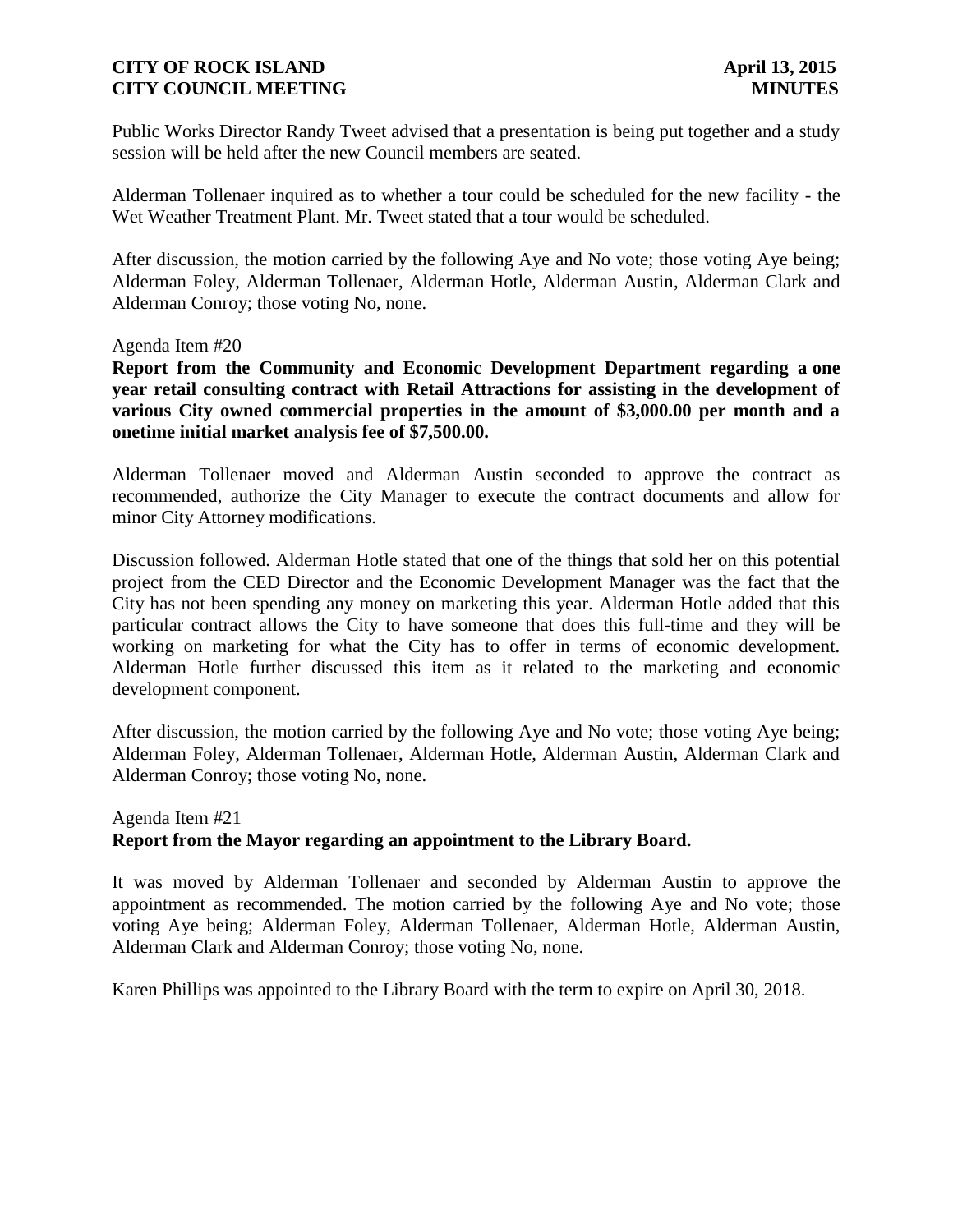Public Works Director Randy Tweet advised that a presentation is being put together and a study session will be held after the new Council members are seated.

Alderman Tollenaer inquired as to whether a tour could be scheduled for the new facility - the Wet Weather Treatment Plant. Mr. Tweet stated that a tour would be scheduled.

After discussion, the motion carried by the following Aye and No vote; those voting Aye being; Alderman Foley, Alderman Tollenaer, Alderman Hotle, Alderman Austin, Alderman Clark and Alderman Conroy; those voting No, none.

Agenda Item #20

**Report from the Community and Economic Development Department regarding a one year retail consulting contract with Retail Attractions for assisting in the development of various City owned commercial properties in the amount of $3,000.00 per month and a onetime initial market analysis fee of $7,500.00.**

Alderman Tollenaer moved and Alderman Austin seconded to approve the contract as recommended, authorize the City Manager to execute the contract documents and allow for minor City Attorney modifications.

Discussion followed. Alderman Hotle stated that one of the things that sold her on this potential project from the CED Director and the Economic Development Manager was the fact that the City has not been spending any money on marketing this year. Alderman Hotle added that this particular contract allows the City to have someone that does this full-time and they will be working on marketing for what the City has to offer in terms of economic development. Alderman Hotle further discussed this item as it related to the marketing and economic development component.

After discussion, the motion carried by the following Aye and No vote; those voting Aye being; Alderman Foley, Alderman Tollenaer, Alderman Hotle, Alderman Austin, Alderman Clark and Alderman Conroy; those voting No, none.

Agenda Item #21

**Report from the Mayor regarding an appointment to the Library Board.**

It was moved by Alderman Tollenaer and seconded by Alderman Austin to approve the appointment as recommended. The motion carried by the following Aye and No vote; those voting Aye being; Alderman Foley, Alderman Tollenaer, Alderman Hotle, Alderman Austin, Alderman Clark and Alderman Conroy; those voting No, none.

Karen Phillips was appointed to the Library Board with the term to expire on April 30, 2018.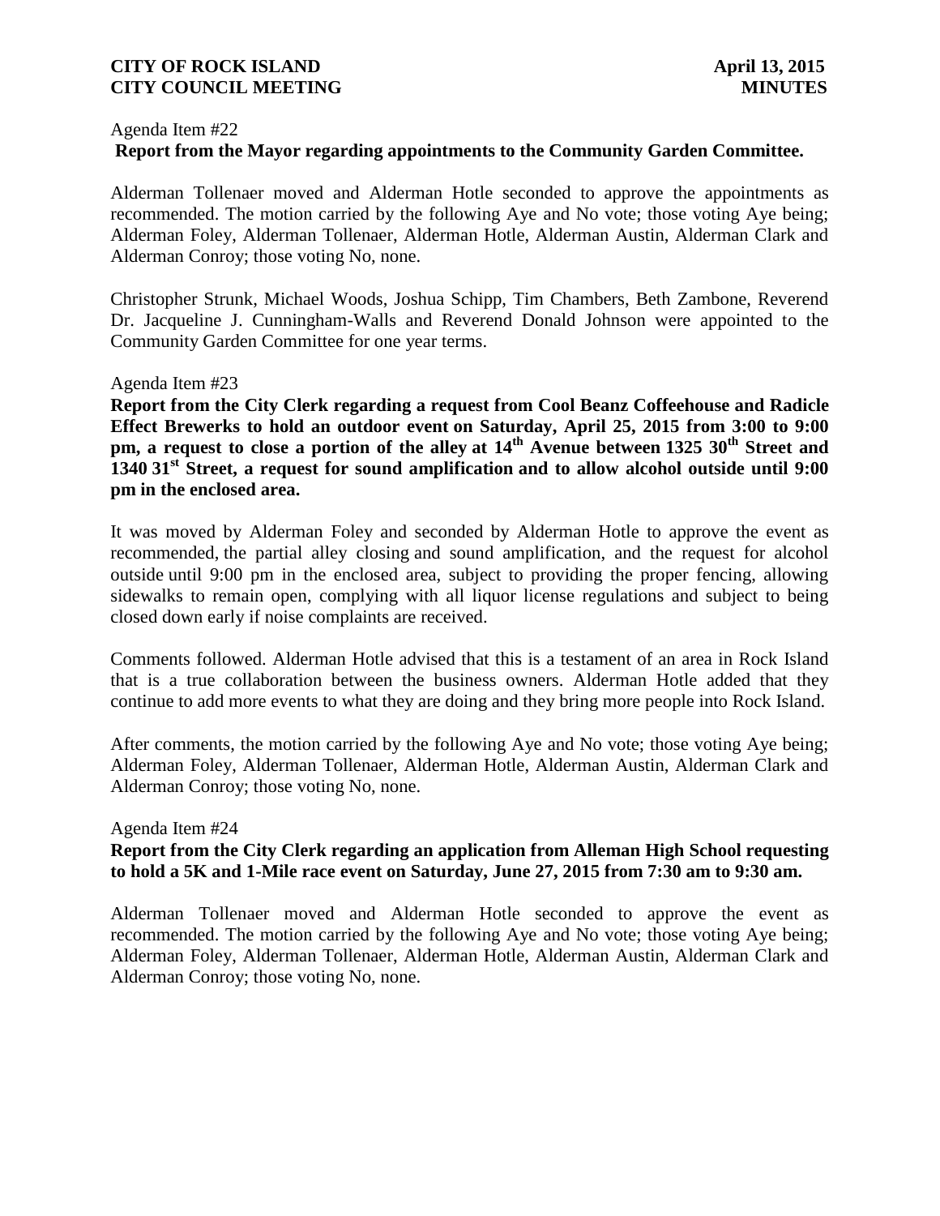Agenda Item #22

**Report from the Mayor regarding appointments to the Community Garden Committee.**

Alderman Tollenaer moved and Alderman Hotle seconded to approve the appointments as recommended. The motion carried by the following Aye and No vote; those voting Aye being; Alderman Foley, Alderman Tollenaer, Alderman Hotle, Alderman Austin, Alderman Clark and Alderman Conroy; those voting No, none.

Christopher Strunk, Michael Woods, Joshua Schipp, Tim Chambers, Beth Zambone, Reverend Dr. Jacqueline J. Cunningham-Walls and Reverend Donald Johnson were appointed to the Community Garden Committee for one year terms.

Agenda Item #23

**Report from the City Clerk regarding a request from Cool Beanz Coffeehouse and Radicle Effect Brewerks to hold an outdoor event on Saturday, April 25, 2015 from 3:00 to 9:00 pm, a request to close a portion of the alley at 14th Avenue between 1325 30th Street and 1340 31st Street, a request for sound amplification and to allow alcohol outside until 9:00 pm in the enclosed area.**

It was moved by Alderman Foley and seconded by Alderman Hotle to approve the event as recommended, the partial alley closing and sound amplification, and the request for alcohol outside until 9:00 pm in the enclosed area, subject to providing the proper fencing, allowing sidewalks to remain open, complying with all liquor license regulations and subject to being closed down early if noise complaints are received.

Comments followed. Alderman Hotle advised that this is a testament of an area in Rock Island that is a true collaboration between the business owners. Alderman Hotle added that they continue to add more events to what they are doing and they bring more people into Rock Island.

After comments, the motion carried by the following Aye and No vote; those voting Aye being; Alderman Foley, Alderman Tollenaer, Alderman Hotle, Alderman Austin, Alderman Clark and Alderman Conroy; those voting No, none.

Agenda Item #24

**Report from the City Clerk regarding an application from Alleman High School requesting to hold a 5K and 1-Mile race event on Saturday, June 27, 2015 from 7:30 am to 9:30 am.**

Alderman Tollenaer moved and Alderman Hotle seconded to approve the event as recommended. The motion carried by the following Aye and No vote; those voting Aye being; Alderman Foley, Alderman Tollenaer, Alderman Hotle, Alderman Austin, Alderman Clark and Alderman Conroy; those voting No, none.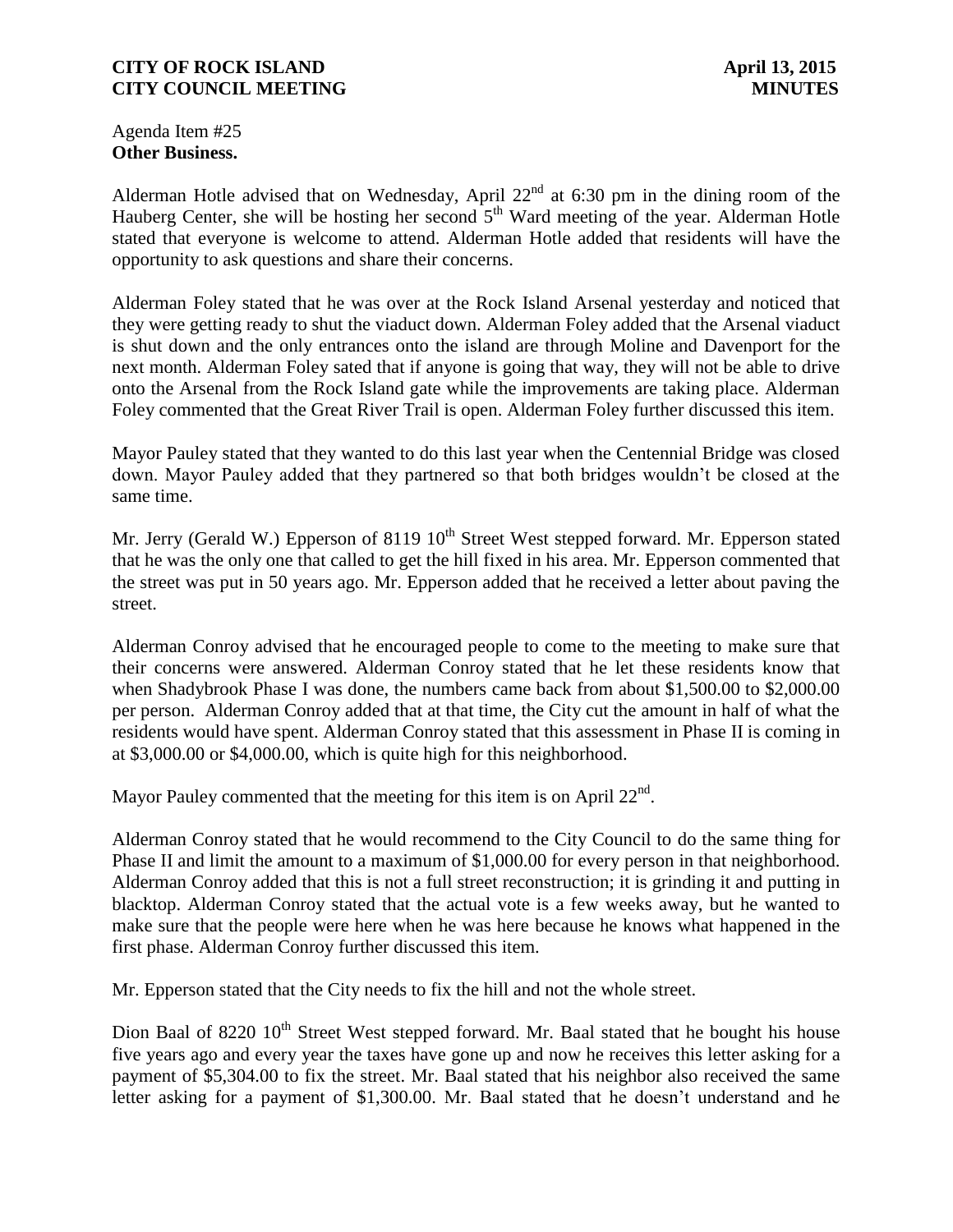Agenda Item #25
**Other Business.**

Alderman Hotle advised that on Wednesday, April 22nd at 6:30 pm in the dining room of the Hauberg Center, she will be hosting her second 5th Ward meeting of the year. Alderman Hotle stated that everyone is welcome to attend. Alderman Hotle added that residents will have the opportunity to ask questions and share their concerns.

Alderman Foley stated that he was over at the Rock Island Arsenal yesterday and noticed that they were getting ready to shut the viaduct down. Alderman Foley added that the Arsenal viaduct is shut down and the only entrances onto the island are through Moline and Davenport for the next month. Alderman Foley sated that if anyone is going that way, they will not be able to drive onto the Arsenal from the Rock Island gate while the improvements are taking place. Alderman Foley commented that the Great River Trail is open. Alderman Foley further discussed this item.

Mayor Pauley stated that they wanted to do this last year when the Centennial Bridge was closed down. Mayor Pauley added that they partnered so that both bridges wouldn't be closed at the same time.

Mr. Jerry (Gerald W.) Epperson of 8119 10th Street West stepped forward. Mr. Epperson stated that he was the only one that called to get the hill fixed in his area. Mr. Epperson commented that the street was put in 50 years ago. Mr. Epperson added that he received a letter about paving the street.

Alderman Conroy advised that he encouraged people to come to the meeting to make sure that their concerns were answered. Alderman Conroy stated that he let these residents know that when Shadybrook Phase I was done, the numbers came back from about $1,500.00 to $2,000.00 per person. Alderman Conroy added that at that time, the City cut the amount in half of what the residents would have spent. Alderman Conroy stated that this assessment in Phase II is coming in at $3,000.00 or $4,000.00, which is quite high for this neighborhood.

Mayor Pauley commented that the meeting for this item is on April 22nd.

Alderman Conroy stated that he would recommend to the City Council to do the same thing for Phase II and limit the amount to a maximum of $1,000.00 for every person in that neighborhood. Alderman Conroy added that this is not a full street reconstruction; it is grinding it and putting in blacktop. Alderman Conroy stated that the actual vote is a few weeks away, but he wanted to make sure that the people were here when he was here because he knows what happened in the first phase. Alderman Conroy further discussed this item.

Mr. Epperson stated that the City needs to fix the hill and not the whole street.

Dion Baal of 8220 10th Street West stepped forward. Mr. Baal stated that he bought his house five years ago and every year the taxes have gone up and now he receives this letter asking for a payment of $5,304.00 to fix the street. Mr. Baal stated that his neighbor also received the same letter asking for a payment of $1,300.00. Mr. Baal stated that he doesn't understand and he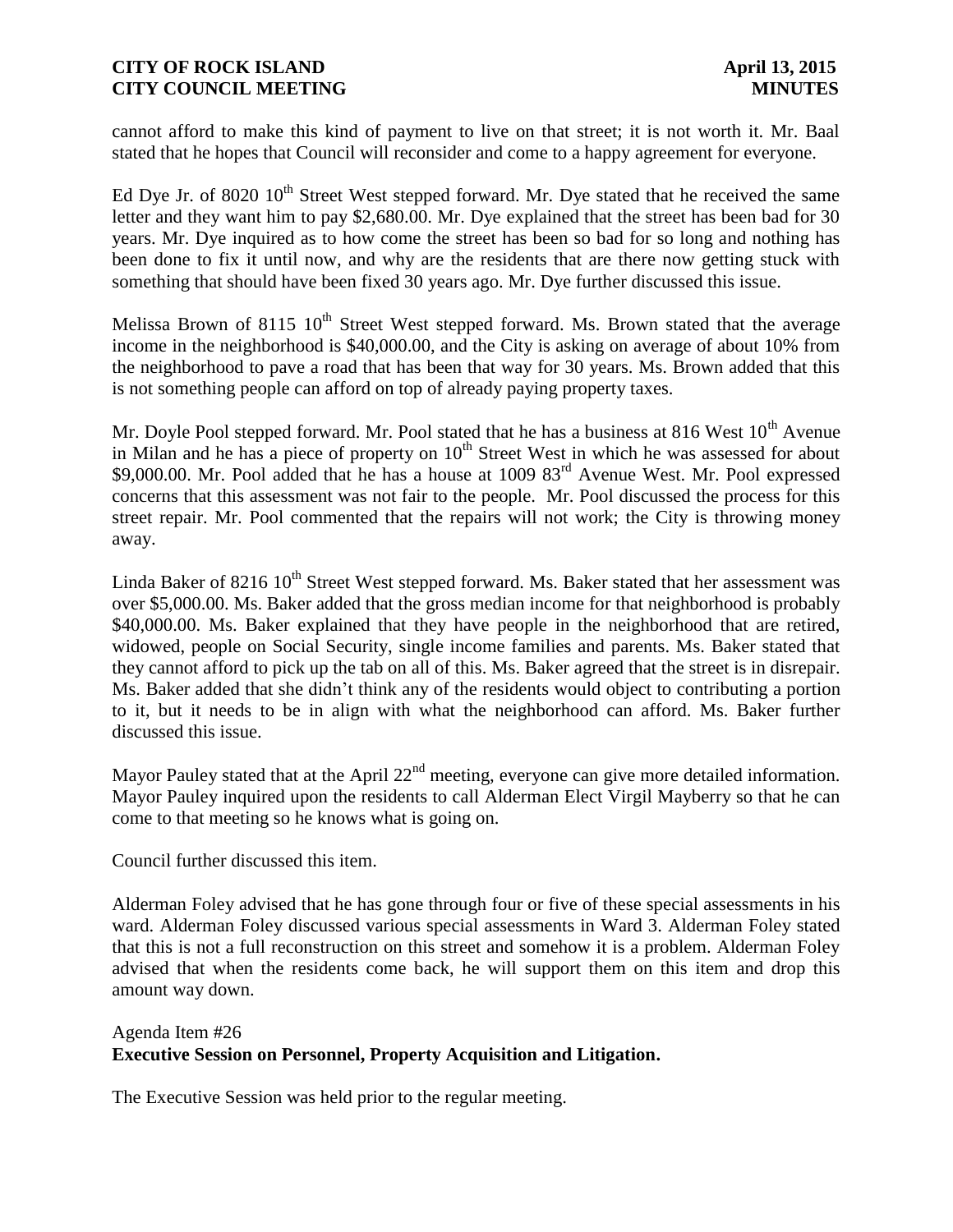cannot afford to make this kind of payment to live on that street; it is not worth it. Mr. Baal stated that he hopes that Council will reconsider and come to a happy agreement for everyone.

Ed Dye Jr. of 8020 10th Street West stepped forward. Mr. Dye stated that he received the same letter and they want him to pay $2,680.00. Mr. Dye explained that the street has been bad for 30 years. Mr. Dye inquired as to how come the street has been so bad for so long and nothing has been done to fix it until now, and why are the residents that are there now getting stuck with something that should have been fixed 30 years ago. Mr. Dye further discussed this issue.

Melissa Brown of 8115 10th Street West stepped forward. Ms. Brown stated that the average income in the neighborhood is $40,000.00, and the City is asking on average of about 10% from the neighborhood to pave a road that has been that way for 30 years. Ms. Brown added that this is not something people can afford on top of already paying property taxes.

Mr. Doyle Pool stepped forward. Mr. Pool stated that he has a business at 816 West 10th Avenue in Milan and he has a piece of property on 10th Street West in which he was assessed for about $9,000.00. Mr. Pool added that he has a house at 1009 83rd Avenue West. Mr. Pool expressed concerns that this assessment was not fair to the people. Mr. Pool discussed the process for this street repair. Mr. Pool commented that the repairs will not work; the City is throwing money away.

Linda Baker of 8216 10th Street West stepped forward. Ms. Baker stated that her assessment was over $5,000.00. Ms. Baker added that the gross median income for that neighborhood is probably $40,000.00. Ms. Baker explained that they have people in the neighborhood that are retired, widowed, people on Social Security, single income families and parents. Ms. Baker stated that they cannot afford to pick up the tab on all of this. Ms. Baker agreed that the street is in disrepair. Ms. Baker added that she didn't think any of the residents would object to contributing a portion to it, but it needs to be in align with what the neighborhood can afford. Ms. Baker further discussed this issue.

Mayor Pauley stated that at the April 22nd meeting, everyone can give more detailed information. Mayor Pauley inquired upon the residents to call Alderman Elect Virgil Mayberry so that he can come to that meeting so he knows what is going on.

Council further discussed this item.

Alderman Foley advised that he has gone through four or five of these special assessments in his ward. Alderman Foley discussed various special assessments in Ward 3. Alderman Foley stated that this is not a full reconstruction on this street and somehow it is a problem. Alderman Foley advised that when the residents come back, he will support them on this item and drop this amount way down.

Agenda Item #26
**Executive Session on Personnel, Property Acquisition and Litigation.**

The Executive Session was held prior to the regular meeting.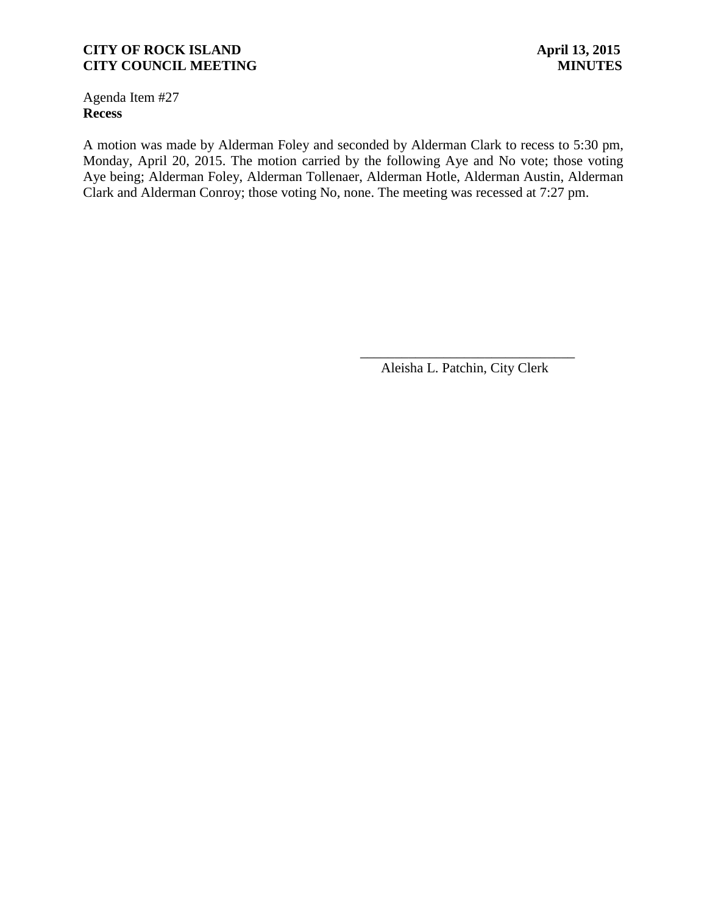Agenda Item #27
**Recess**

A motion was made by Alderman Foley and seconded by Alderman Clark to recess to 5:30 pm, Monday, April 20, 2015. The motion carried by the following Aye and No vote; those voting Aye being; Alderman Foley, Alderman Tollenaer, Alderman Hotle, Alderman Austin, Alderman Clark and Alderman Conroy; those voting No, none. The meeting was recessed at 7:27 pm.

\_\_\_\_\_\_\_\_\_\_\_\_\_\_\_\_\_\_\_\_\_\_\_\_\_\_\_\_\_\_\_\_

Aleisha L. Patchin, City Clerk